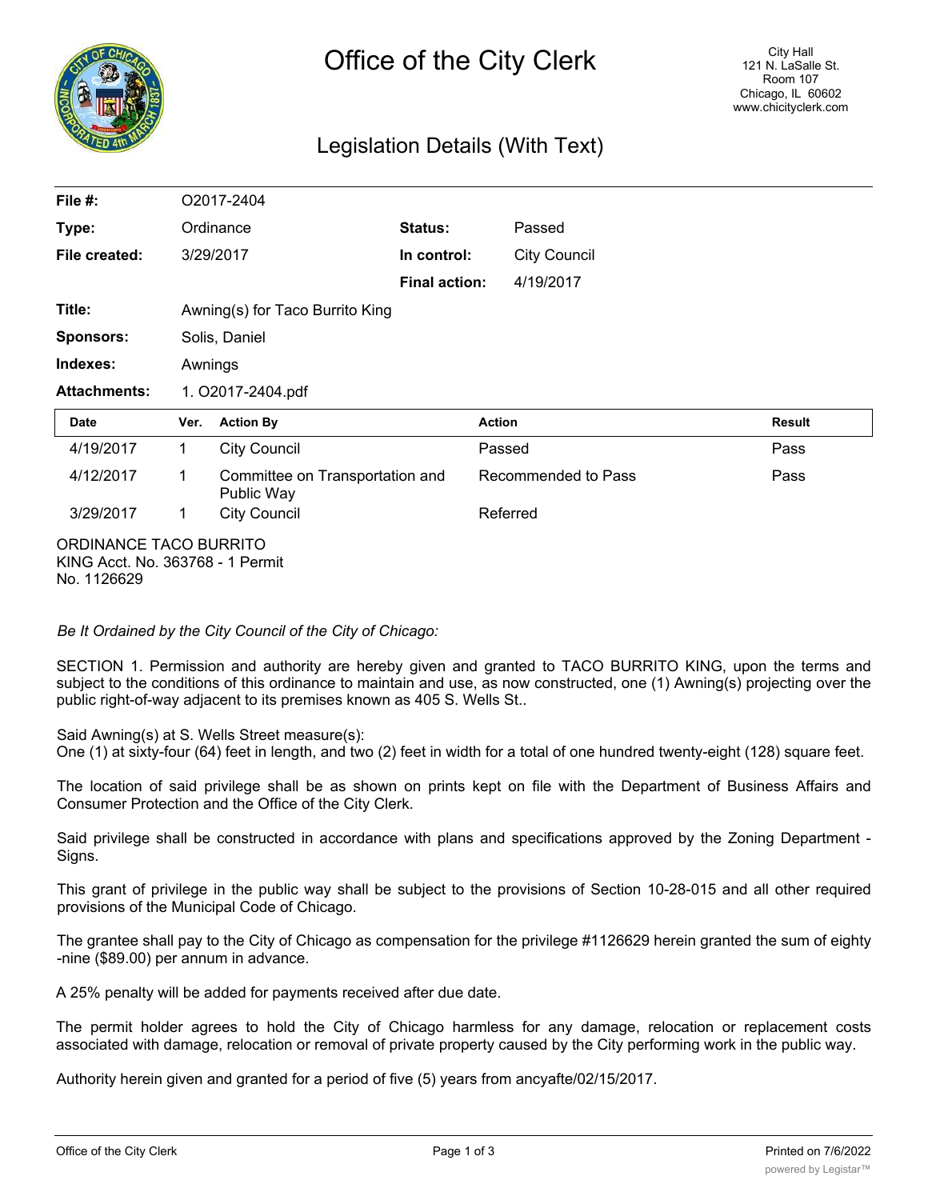# Office of the City Clerk

City Hall
121 N. LaSalle St.
Room 107
Chicago, IL 60602
www.chicityclerk.com

## Legislation Details (With Text)

| | | | |
|---|---|---|---|
| **File #:** | O2017-2404 | | |
| **Type:** | Ordinance | **Status:** | Passed |
| **File created:** | 3/29/2017 | **In control:** | City Council |
| | | **Final action:** | 4/19/2017 |
| **Title:** | Awning(s) for Taco Burrito King | | |
| **Sponsors:** | Solis, Daniel | | |
| **Indexes:** | Awnings | | |
| **Attachments:** | 1. O2017-2404.pdf | | |

| Date | Ver. | Action By | Action | Result |
|---|---|---|---|---|
| 4/19/2017 | 1 | City Council | Passed | Pass |
| 4/12/2017 | 1 | Committee on Transportation and Public Way | Recommended to Pass | Pass |
| 3/29/2017 | 1 | City Council | Referred | |

ORDINANCE TACO BURRITO KING Acct. No. 363768 - 1 Permit No. 1126629

*Be It Ordained by the City Council of the City of Chicago:*

SECTION 1. Permission and authority are hereby given and granted to TACO BURRITO KING, upon the terms and subject to the conditions of this ordinance to maintain and use, as now constructed, one (1) Awning(s) projecting over the public right-of-way adjacent to its premises known as 405 S. Wells St..

Said Awning(s) at S. Wells Street measure(s):
One (1) at sixty-four (64) feet in length, and two (2) feet in width for a total of one hundred twenty-eight (128) square feet.

The location of said privilege shall be as shown on prints kept on file with the Department of Business Affairs and Consumer Protection and the Office of the City Clerk.

Said privilege shall be constructed in accordance with plans and specifications approved by the Zoning Department - Signs.

This grant of privilege in the public way shall be subject to the provisions of Section 10-28-015 and all other required provisions of the Municipal Code of Chicago.

The grantee shall pay to the City of Chicago as compensation for the privilege #1126629 herein granted the sum of eighty -nine ($89.00) per annum in advance.

A 25% penalty will be added for payments received after due date.

The permit holder agrees to hold the City of Chicago harmless for any damage, relocation or replacement costs associated with damage, relocation or removal of private property caused by the City performing work in the public way.

Authority herein given and granted for a period of five (5) years from ancyafte/02/15/2017.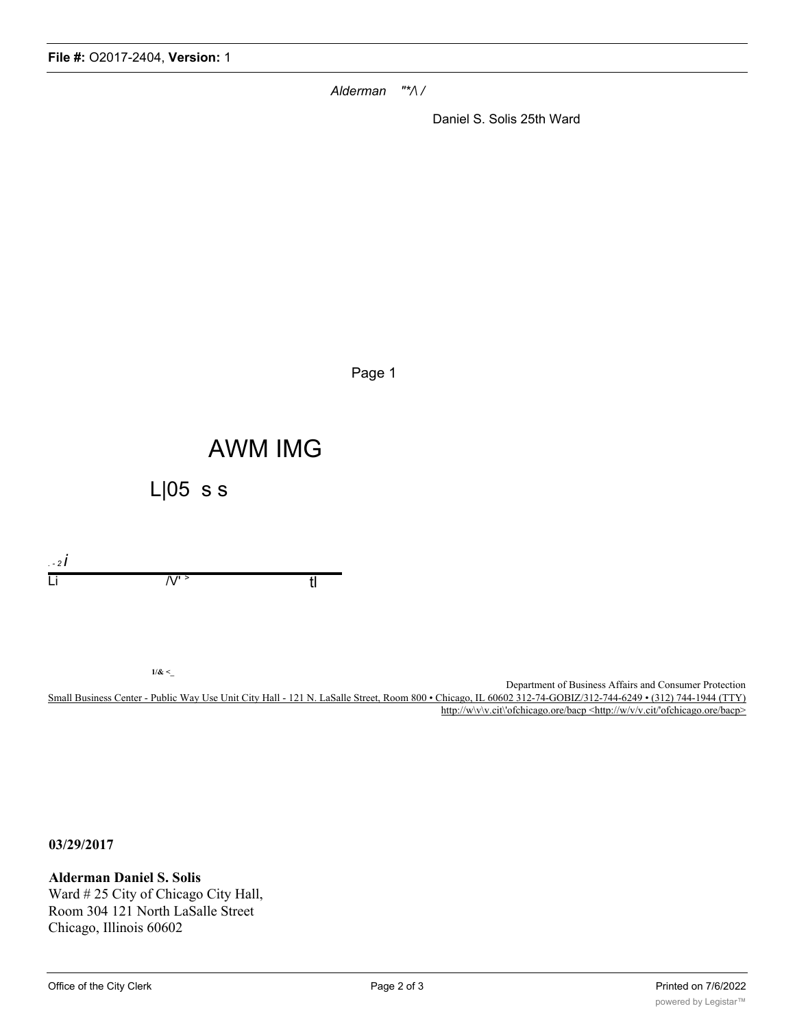*Alderman "*/\ /*

Daniel S. Solis 25th Ward

Page 1

AWM IMG

L|05 s s

. - 2 *i*

Li /V' > tl

1/& <_

Department of Business Affairs and Consumer Protection

Small Business Center - Public Way Use Unit City Hall - 121 N. LaSalle Street, Room 800 • Chicago, IL 60602 312-74-GOBIZ/312-744-6249 • (312) 744-1944 (TTY) http://w\v\v.cit\'ofchicago.ore/bacp <http://w/v/v.cit/'ofchicago.ore/bacp>

**03/29/2017**

**Alderman Daniel S. Solis**
Ward # 25 City of Chicago City Hall,
Room 304 121 North LaSalle Street
Chicago, Illinois 60602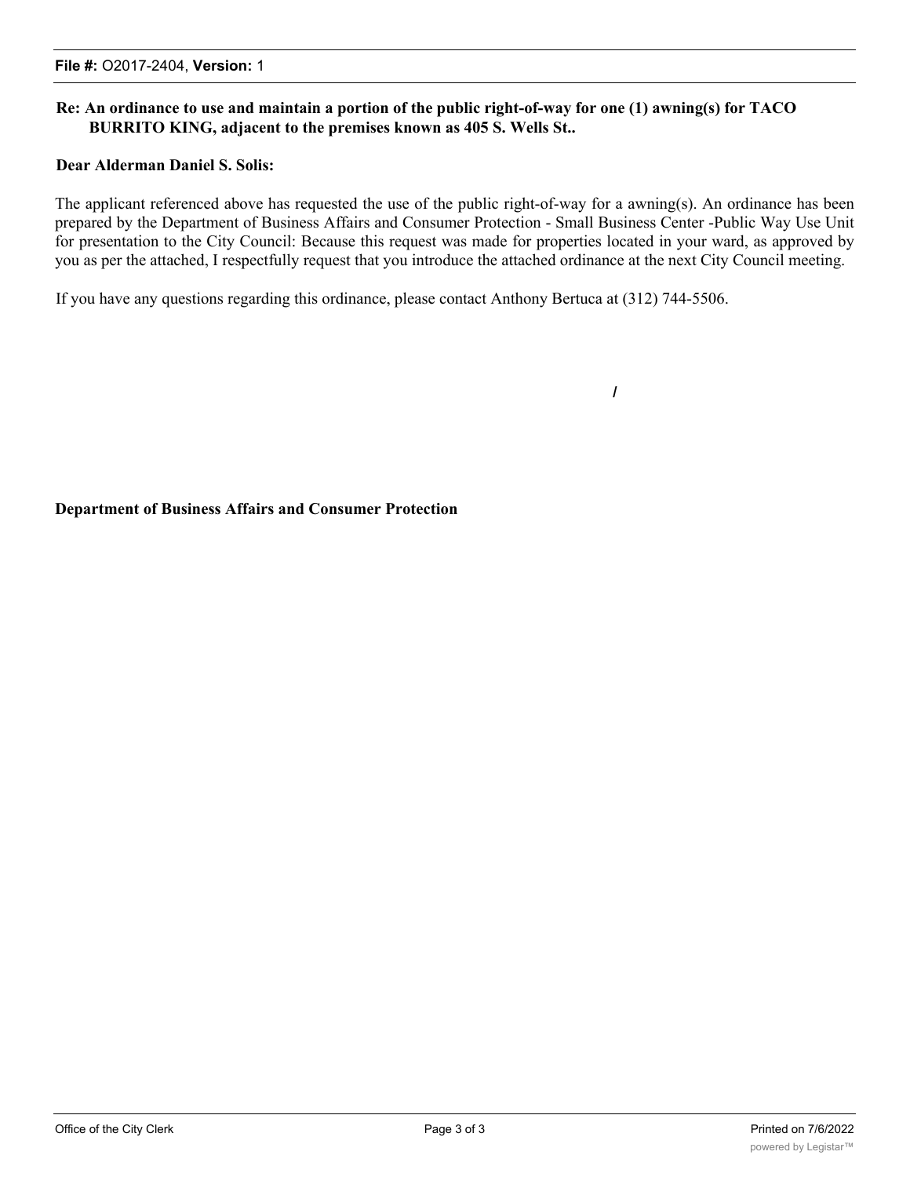**Re: An ordinance to use and maintain a portion of the public right-of-way for one (1) awning(s) for TACO BURRITO KING, adjacent to the premises known as 405 S. Wells St..**

**Dear Alderman Daniel S. Solis:**

The applicant referenced above has requested the use of the public right-of-way for a awning(s). An ordinance has been prepared by the Department of Business Affairs and Consumer Protection - Small Business Center -Public Way Use Unit for presentation to the City Council: Because this request was made for properties located in your ward, as approved by you as per the attached, I respectfully request that you introduce the attached ordinance at the next City Council meeting.

If you have any questions regarding this ordinance, please contact Anthony Bertuca at (312) 744-5506.

/

**Department of Business Affairs and Consumer Protection**